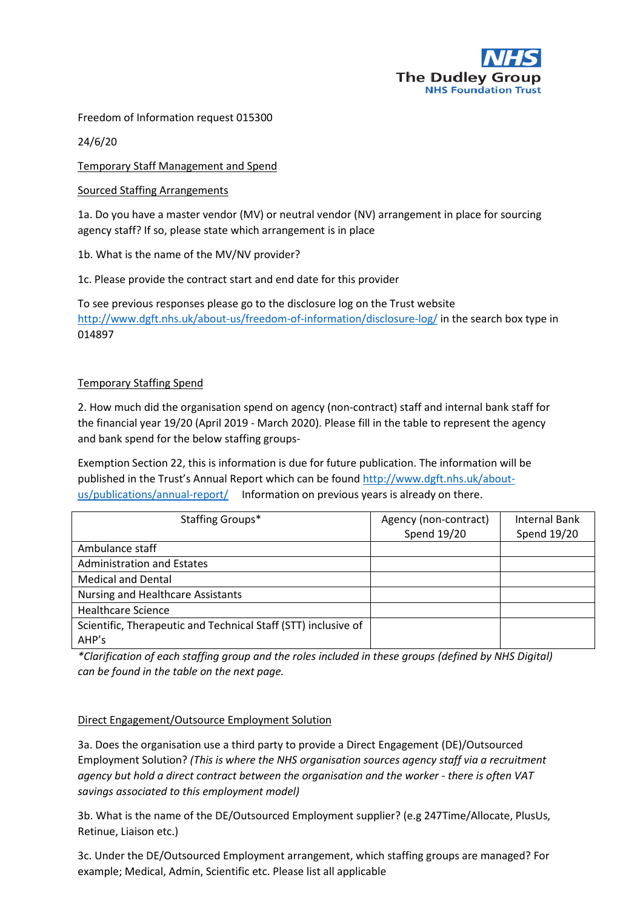The Dudley Group
NHS Foundation Trust

Freedom of Information request 015300

24/6/20

Temporary Staff Management and Spend

Sourced Staffing Arrangements

1a. Do you have a master vendor (MV) or neutral vendor (NV) arrangement in place for sourcing agency staff? If so, please state which arrangement is in place

1b. What is the name of the MV/NV provider?

1c. Please provide the contract start and end date for this provider

To see previous responses please go to the disclosure log on the Trust website [http://www.dgft.nhs.uk/about-us/freedom-of-information/disclosure-log/](http://www.dgft.nhs.uk/about-us/freedom-of-information/disclosure-log/) in the search box type in 014897

Temporary Staffing Spend

2. How much did the organisation spend on agency (non-contract) staff and internal bank staff for the financial year 19/20 (April 2019 - March 2020). Please fill in the table to represent the agency and bank spend for the below staffing groups-

Exemption Section 22, this is information is due for future publication. The information will be published in the Trust's Annual Report which can be found [http://www.dgft.nhs.uk/about-us/publications/annual-report/](http://www.dgft.nhs.uk/about-us/publications/annual-report/) Information on previous years is already on there.

| Staffing Groups* | Agency (non-contract) Spend 19/20 | Internal Bank Spend 19/20 |
|---|---|---|
| Ambulance staff | | |
| Administration and Estates | | |
| Medical and Dental | | |
| Nursing and Healthcare Assistants | | |
| Healthcare Science | | |
| Scientific, Therapeutic and Technical Staff (STT) inclusive of AHP's | | |

*\*Clarification of each staffing group and the roles included in these groups (defined by NHS Digital) can be found in the table on the next page.*

Direct Engagement/Outsource Employment Solution

3a. Does the organisation use a third party to provide a Direct Engagement (DE)/Outsourced Employment Solution? *(This is where the NHS organisation sources agency staff via a recruitment agency but hold a direct contract between the organisation and the worker - there is often VAT savings associated to this employment model)*

3b. What is the name of the DE/Outsourced Employment supplier? (e.g 247Time/Allocate, PlusUs, Retinue, Liaison etc.)

3c. Under the DE/Outsourced Employment arrangement, which staffing groups are managed? For example; Medical, Admin, Scientific etc. Please list all applicable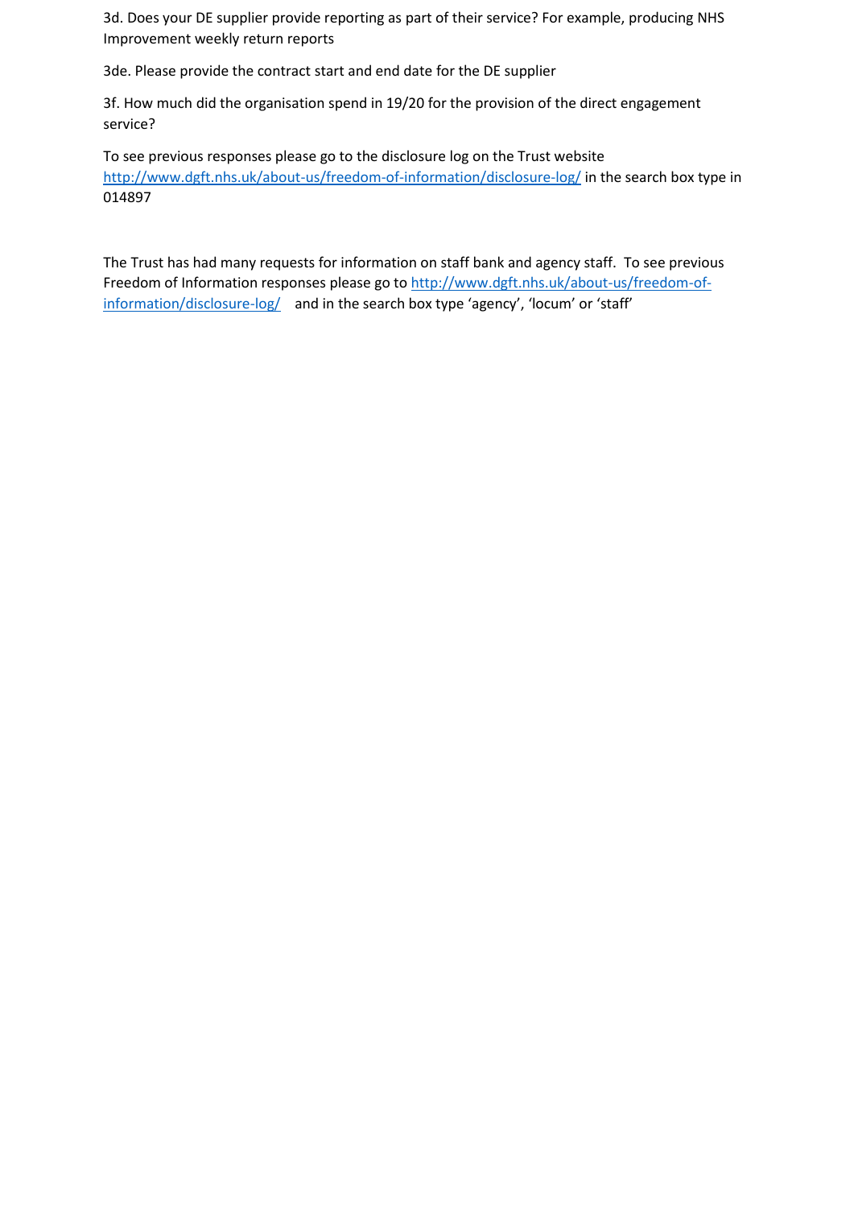3d. Does your DE supplier provide reporting as part of their service? For example, producing NHS Improvement weekly return reports

3de. Please provide the contract start and end date for the DE supplier

3f. How much did the organisation spend in 19/20 for the provision of the direct engagement service?

To see previous responses please go to the disclosure log on the Trust website [http://www.dgft.nhs.uk/about-us/freedom-of-information/disclosure-log/](http://www.dgft.nhs.uk/about-us/freedom-of-information/disclosure-log/) in the search box type in 014897

The Trust has had many requests for information on staff bank and agency staff. To see previous Freedom of Information responses please go to [http://www.dgft.nhs.uk/about-us/freedom-of-information/disclosure-log/](http://www.dgft.nhs.uk/about-us/freedom-of-information/disclosure-log/) and in the search box type 'agency', 'locum' or 'staff'